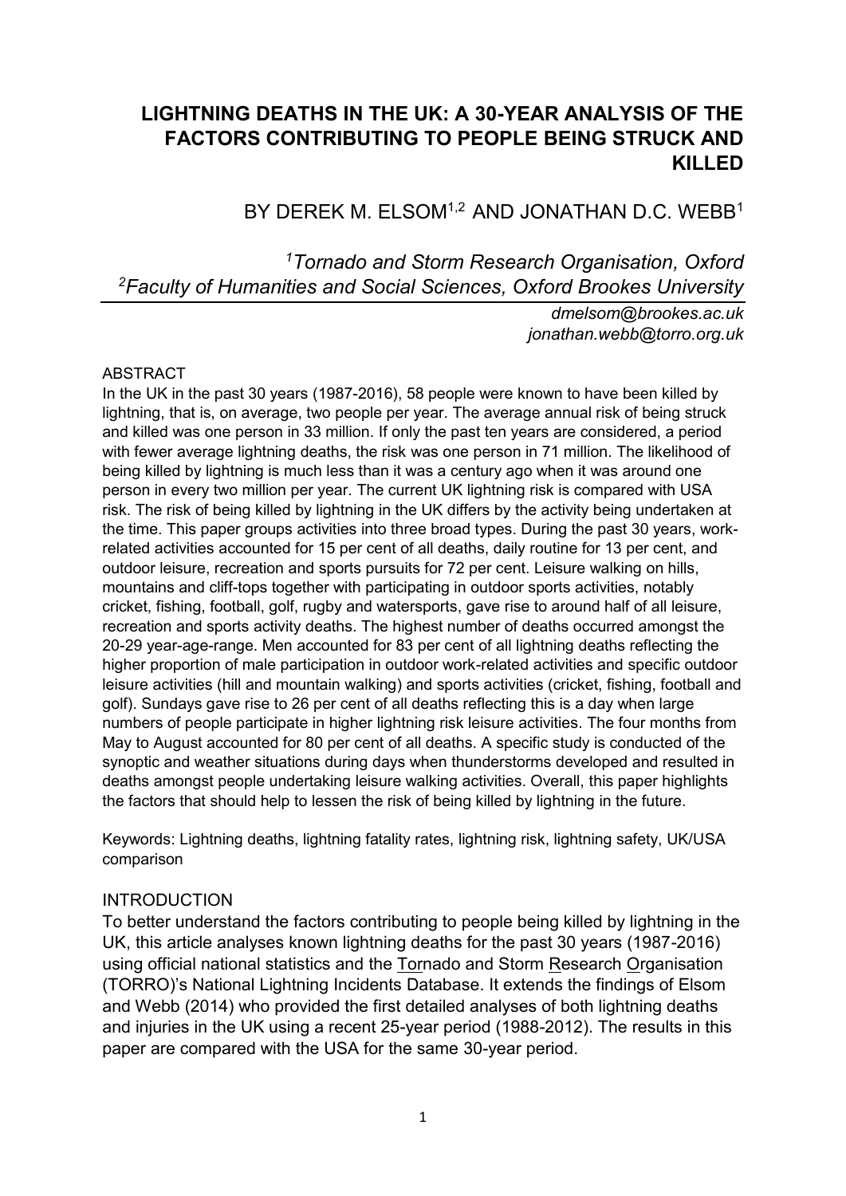# LIGHTNING DEATHS IN THE UK: A 30-YEAR ANALYSIS OF THE FACTORS CONTRIBUTING TO PEOPLE BEING STRUCK AND KILLED

BY DEREK M. ELSOM[1,2] AND JONATHAN D.C. WEBB[1]

*[1]Tornado and Storm Research Organisation, Oxford*
*[2]Faculty of Humanities and Social Sciences, Oxford Brookes University*

*dmelsom@brookes.ac.uk*
*jonathan.webb@torro.org.uk*

## ABSTRACT

In the UK in the past 30 years (1987-2016), 58 people were known to have been killed by lightning, that is, on average, two people per year. The average annual risk of being struck and killed was one person in 33 million. If only the past ten years are considered, a period with fewer average lightning deaths, the risk was one person in 71 million. The likelihood of being killed by lightning is much less than it was a century ago when it was around one person in every two million per year. The current UK lightning risk is compared with USA risk. The risk of being killed by lightning in the UK differs by the activity being undertaken at the time. This paper groups activities into three broad types. During the past 30 years, work-related activities accounted for 15 per cent of all deaths, daily routine for 13 per cent, and outdoor leisure, recreation and sports pursuits for 72 per cent. Leisure walking on hills, mountains and cliff-tops together with participating in outdoor sports activities, notably cricket, fishing, football, golf, rugby and watersports, gave rise to around half of all leisure, recreation and sports activity deaths. The highest number of deaths occurred amongst the 20-29 year-age-range. Men accounted for 83 per cent of all lightning deaths reflecting the higher proportion of male participation in outdoor work-related activities and specific outdoor leisure activities (hill and mountain walking) and sports activities (cricket, fishing, football and golf). Sundays gave rise to 26 per cent of all deaths reflecting this is a day when large numbers of people participate in higher lightning risk leisure activities. The four months from May to August accounted for 80 per cent of all deaths. A specific study is conducted of the synoptic and weather situations during days when thunderstorms developed and resulted in deaths amongst people undertaking leisure walking activities. Overall, this paper highlights the factors that should help to lessen the risk of being killed by lightning in the future.

Keywords: Lightning deaths, lightning fatality rates, lightning risk, lightning safety, UK/USA comparison

## INTRODUCTION

To better understand the factors contributing to people being killed by lightning in the UK, this article analyses known lightning deaths for the past 30 years (1987-2016) using official national statistics and the Tornado and Storm Research Organisation (TORRO)'s National Lightning Incidents Database. It extends the findings of Elsom and Webb (2014) who provided the first detailed analyses of both lightning deaths and injuries in the UK using a recent 25-year period (1988-2012). The results in this paper are compared with the USA for the same 30-year period.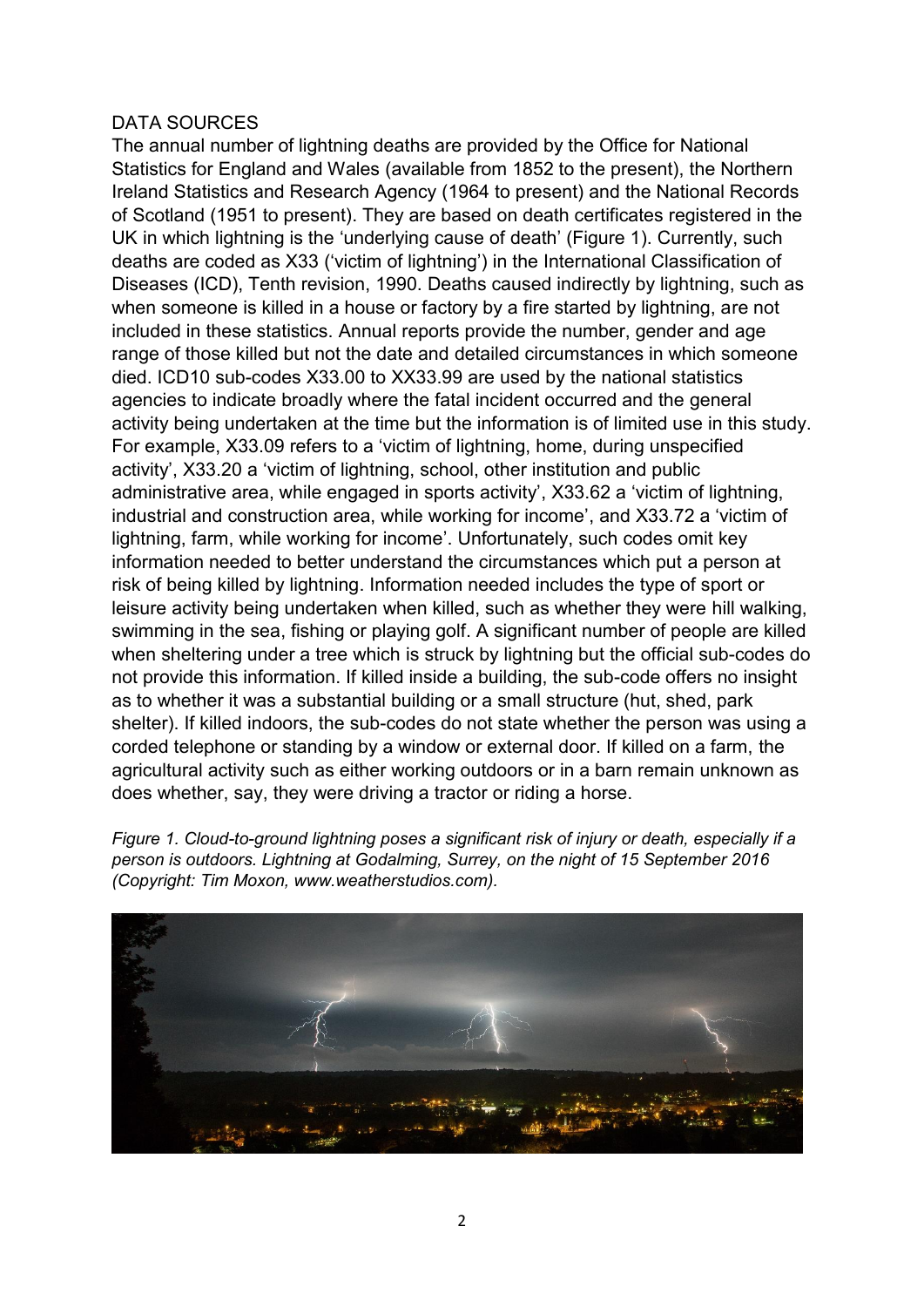## DATA SOURCES

The annual number of lightning deaths are provided by the Office for National Statistics for England and Wales (available from 1852 to the present), the Northern Ireland Statistics and Research Agency (1964 to present) and the National Records of Scotland (1951 to present). They are based on death certificates registered in the UK in which lightning is the 'underlying cause of death' (Figure 1). Currently, such deaths are coded as X33 ('victim of lightning') in the International Classification of Diseases (ICD), Tenth revision, 1990. Deaths caused indirectly by lightning, such as when someone is killed in a house or factory by a fire started by lightning, are not included in these statistics. Annual reports provide the number, gender and age range of those killed but not the date and detailed circumstances in which someone died. ICD10 sub-codes X33.00 to XX33.99 are used by the national statistics agencies to indicate broadly where the fatal incident occurred and the general activity being undertaken at the time but the information is of limited use in this study. For example, X33.09 refers to a 'victim of lightning, home, during unspecified activity', X33.20 a 'victim of lightning, school, other institution and public administrative area, while engaged in sports activity', X33.62 a 'victim of lightning, industrial and construction area, while working for income', and X33.72 a 'victim of lightning, farm, while working for income'. Unfortunately, such codes omit key information needed to better understand the circumstances which put a person at risk of being killed by lightning. Information needed includes the type of sport or leisure activity being undertaken when killed, such as whether they were hill walking, swimming in the sea, fishing or playing golf. A significant number of people are killed when sheltering under a tree which is struck by lightning but the official sub-codes do not provide this information. If killed inside a building, the sub-code offers no insight as to whether it was a substantial building or a small structure (hut, shed, park shelter). If killed indoors, the sub-codes do not state whether the person was using a corded telephone or standing by a window or external door. If killed on a farm, the agricultural activity such as either working outdoors or in a barn remain unknown as does whether, say, they were driving a tractor or riding a horse.

*Figure 1. Cloud-to-ground lightning poses a significant risk of injury or death, especially if a person is outdoors. Lightning at Godalming, Surrey, on the night of 15 September 2016 (Copyright: Tim Moxon, www.weatherstudios.com).*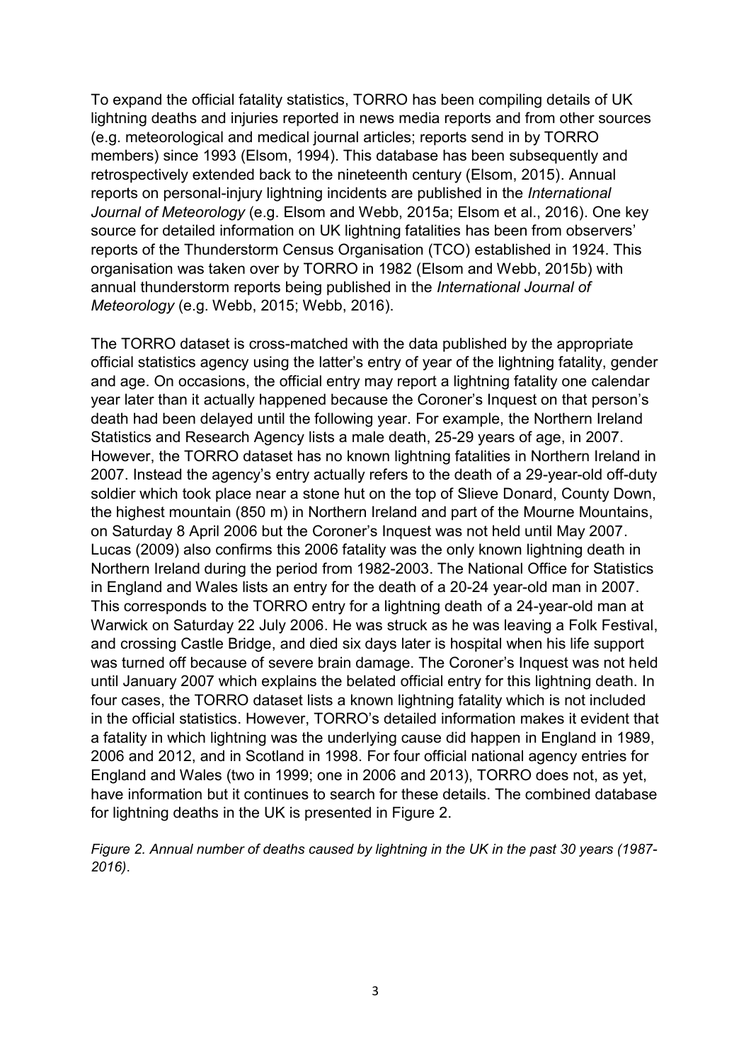To expand the official fatality statistics, TORRO has been compiling details of UK lightning deaths and injuries reported in news media reports and from other sources (e.g. meteorological and medical journal articles; reports send in by TORRO members) since 1993 (Elsom, 1994). This database has been subsequently and retrospectively extended back to the nineteenth century (Elsom, 2015). Annual reports on personal-injury lightning incidents are published in the *International Journal of Meteorology* (e.g. Elsom and Webb, 2015a; Elsom et al., 2016). One key source for detailed information on UK lightning fatalities has been from observers' reports of the Thunderstorm Census Organisation (TCO) established in 1924. This organisation was taken over by TORRO in 1982 (Elsom and Webb, 2015b) with annual thunderstorm reports being published in the *International Journal of Meteorology* (e.g. Webb, 2015; Webb, 2016).

The TORRO dataset is cross-matched with the data published by the appropriate official statistics agency using the latter's entry of year of the lightning fatality, gender and age. On occasions, the official entry may report a lightning fatality one calendar year later than it actually happened because the Coroner's Inquest on that person's death had been delayed until the following year. For example, the Northern Ireland Statistics and Research Agency lists a male death, 25-29 years of age, in 2007. However, the TORRO dataset has no known lightning fatalities in Northern Ireland in 2007. Instead the agency's entry actually refers to the death of a 29-year-old off-duty soldier which took place near a stone hut on the top of Slieve Donard, County Down, the highest mountain (850 m) in Northern Ireland and part of the Mourne Mountains, on Saturday 8 April 2006 but the Coroner's Inquest was not held until May 2007. Lucas (2009) also confirms this 2006 fatality was the only known lightning death in Northern Ireland during the period from 1982-2003. The National Office for Statistics in England and Wales lists an entry for the death of a 20-24 year-old man in 2007. This corresponds to the TORRO entry for a lightning death of a 24-year-old man at Warwick on Saturday 22 July 2006. He was struck as he was leaving a Folk Festival, and crossing Castle Bridge, and died six days later is hospital when his life support was turned off because of severe brain damage. The Coroner's Inquest was not held until January 2007 which explains the belated official entry for this lightning death. In four cases, the TORRO dataset lists a known lightning fatality which is not included in the official statistics. However, TORRO's detailed information makes it evident that a fatality in which lightning was the underlying cause did happen in England in 1989, 2006 and 2012, and in Scotland in 1998. For four official national agency entries for England and Wales (two in 1999; one in 2006 and 2013), TORRO does not, as yet, have information but it continues to search for these details. The combined database for lightning deaths in the UK is presented in Figure 2.

*Figure 2. Annual number of deaths caused by lightning in the UK in the past 30 years (1987-2016).*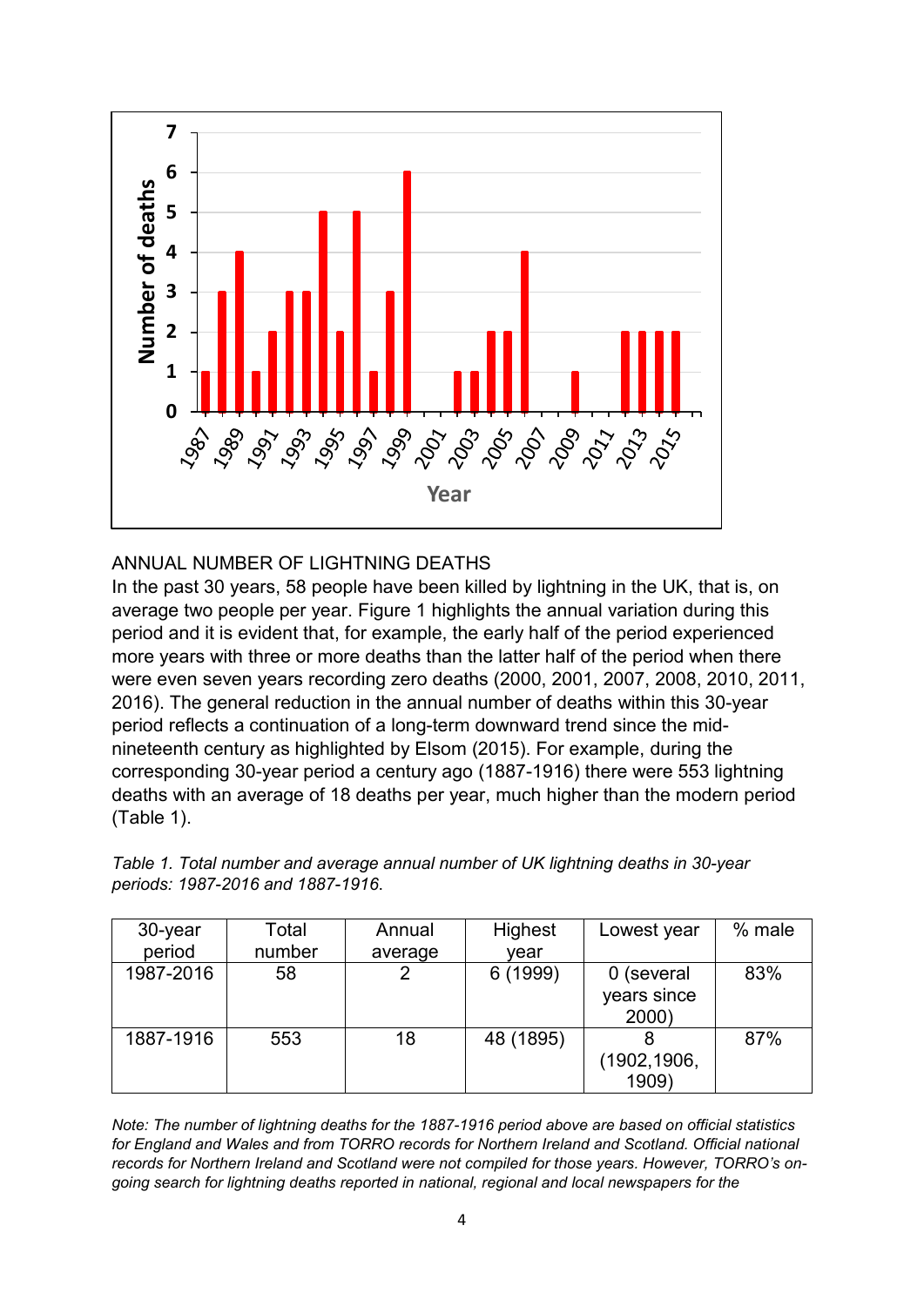7
6
5
4
3
2
1
0

Number of deaths

1987
1989
1991
1993
1995
1997
1999
2001
2003
2005
2007
2009
2011
2013
2015

Year

ANNUAL NUMBER OF LIGHTNING DEATHS

In the past 30 years, 58 people have been killed by lightning in the UK, that is, on average two people per year. Figure 1 highlights the annual variation during this period and it is evident that, for example, the early half of the period experienced more years with three or more deaths than the latter half of the period when there were even seven years recording zero deaths (2000, 2001, 2007, 2008, 2010, 2011, 2016). The general reduction in the annual number of deaths within this 30-year period reflects a continuation of a long-term downward trend since the mid-nineteenth century as highlighted by Elsom (2015). For example, during the corresponding 30-year period a century ago (1887-1916) there were 553 lightning deaths with an average of 18 deaths per year, much higher than the modern period (Table 1).

*Table 1. Total number and average annual number of UK lightning deaths in 30-year periods: 1987-2016 and 1887-1916.*

| 30-year period | Total number | Annual average | Highest year | Lowest year | % male |
|---|---|---|---|---|---|
| 1987-2016 | 58 | 2 | 6 (1999) | 0 (several years since 2000) | 83% |
| 1887-1916 | 553 | 18 | 48 (1895) | 8 (1902,1906, 1909) | 87% |

*Note: The number of lightning deaths for the 1887-1916 period above are based on official statistics for England and Wales and from TORRO records for Northern Ireland and Scotland. Official national records for Northern Ireland and Scotland were not compiled for those years. However, TORRO's on-going search for lightning deaths reported in national, regional and local newspapers for the*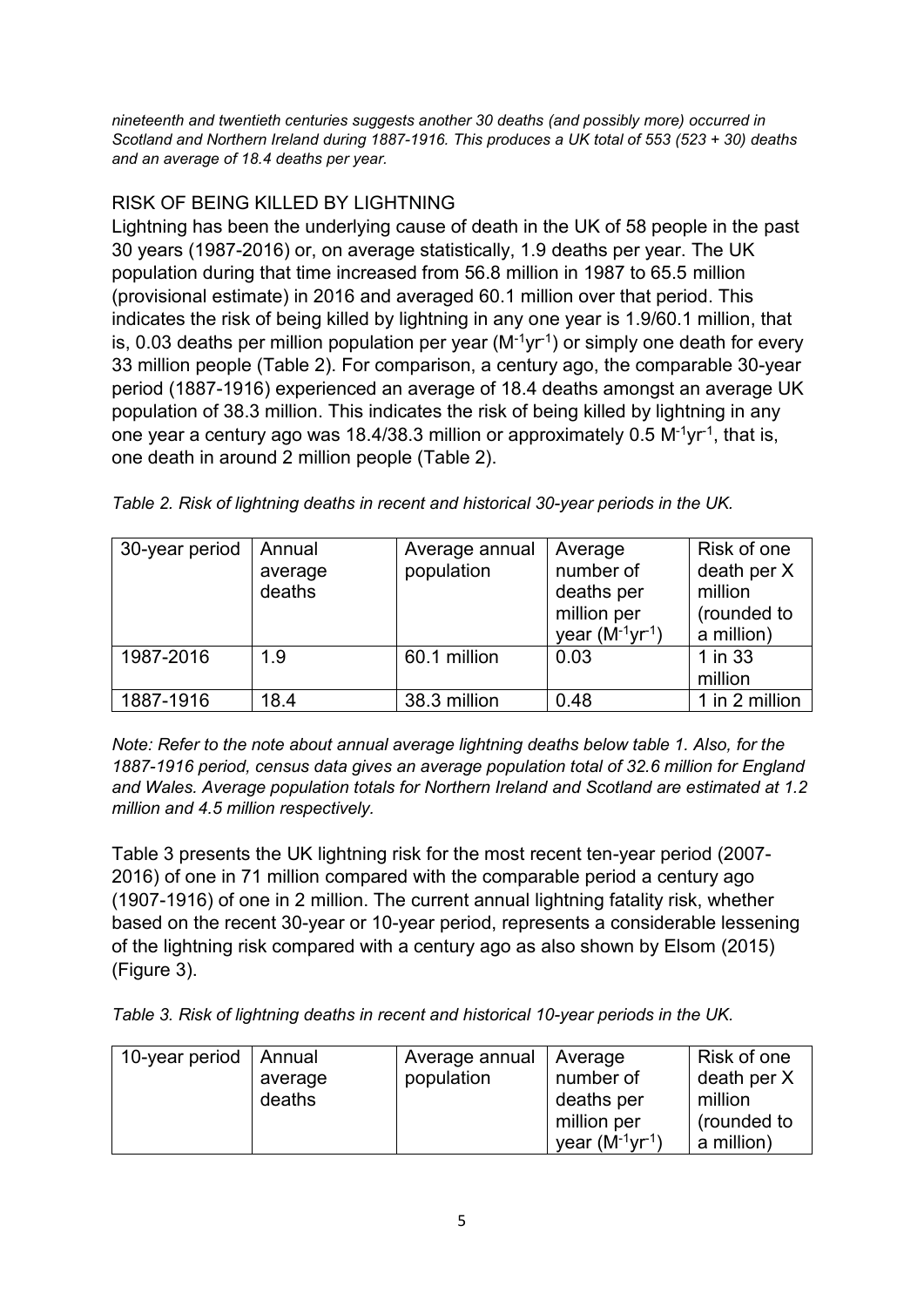*nineteenth and twentieth centuries suggests another 30 deaths (and possibly more) occurred in Scotland and Northern Ireland during 1887-1916. This produces a UK total of 553 (523 + 30) deaths and an average of 18.4 deaths per year.*

## RISK OF BEING KILLED BY LIGHTNING

Lightning has been the underlying cause of death in the UK of 58 people in the past 30 years (1987-2016) or, on average statistically, 1.9 deaths per year. The UK population during that time increased from 56.8 million in 1987 to 65.5 million (provisional estimate) in 2016 and averaged 60.1 million over that period. This indicates the risk of being killed by lightning in any one year is 1.9/60.1 million, that is, 0.03 deaths per million population per year ($M^{-1}yr^{-1}$) or simply one death for every 33 million people (Table 2). For comparison, a century ago, the comparable 30-year period (1887-1916) experienced an average of 18.4 deaths amongst an average UK population of 38.3 million. This indicates the risk of being killed by lightning in any one year a century ago was 18.4/38.3 million or approximately 0.5 $M^{-1}yr^{-1}$, that is, one death in around 2 million people (Table 2).

*Table 2. Risk of lightning deaths in recent and historical 30-year periods in the UK.*

| 30-year period | Annual average deaths | Average annual population | Average number of deaths per million per year ($M^{-1}yr^{-1}$) | Risk of one death per X million (rounded to a million) |
|---|---|---|---|---|
| 1987-2016 | 1.9 | 60.1 million | 0.03 | 1 in 33 million |
| 1887-1916 | 18.4 | 38.3 million | 0.48 | 1 in 2 million |

*Note: Refer to the note about annual average lightning deaths below table 1. Also, for the 1887-1916 period, census data gives an average population total of 32.6 million for England and Wales. Average population totals for Northern Ireland and Scotland are estimated at 1.2 million and 4.5 million respectively.*

Table 3 presents the UK lightning risk for the most recent ten-year period (2007-2016) of one in 71 million compared with the comparable period a century ago (1907-1916) of one in 2 million. The current annual lightning fatality risk, whether based on the recent 30-year or 10-year period, represents a considerable lessening of the lightning risk compared with a century ago as also shown by Elsom (2015) (Figure 3).

*Table 3. Risk of lightning deaths in recent and historical 10-year periods in the UK.*

| 10-year period | Annual average deaths | Average annual population | Average number of deaths per million per year ($M^{-1}yr^{-1}$) | Risk of one death per X million (rounded to a million) |
|---|---|---|---|---|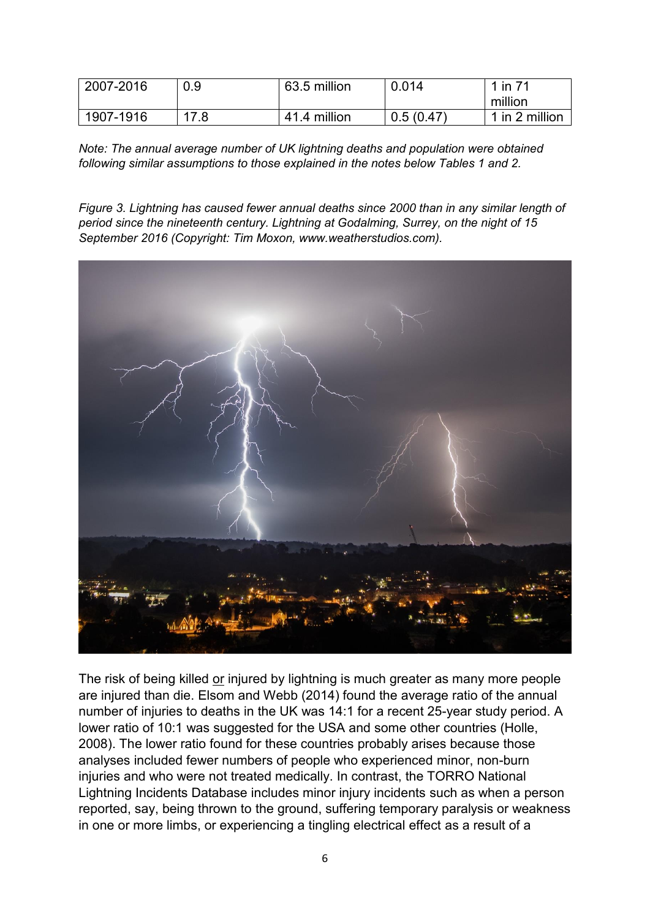| | | | | |
|---|---|---|---|---|
| 2007-2016 | 0.9 | 63.5 million | 0.014 | 1 in 71 million |
| 1907-1916 | 17.8 | 41.4 million | 0.5 (0.47) | 1 in 2 million |

*Note: The annual average number of UK lightning deaths and population were obtained following similar assumptions to those explained in the notes below Tables 1 and 2.*

*Figure 3. Lightning has caused fewer annual deaths since 2000 than in any similar length of period since the nineteenth century. Lightning at Godalming, Surrey, on the night of 15 September 2016 (Copyright: Tim Moxon, www.weatherstudios.com).*

The risk of being killed <u>or</u> injured by lightning is much greater as many more people are injured than die. Elsom and Webb (2014) found the average ratio of the annual number of injuries to deaths in the UK was 14:1 for a recent 25-year study period. A lower ratio of 10:1 was suggested for the USA and some other countries (Holle, 2008). The lower ratio found for these countries probably arises because those analyses included fewer numbers of people who experienced minor, non-burn injuries and who were not treated medically. In contrast, the TORRO National Lightning Incidents Database includes minor injury incidents such as when a person reported, say, being thrown to the ground, suffering temporary paralysis or weakness in one or more limbs, or experiencing a tingling electrical effect as a result of a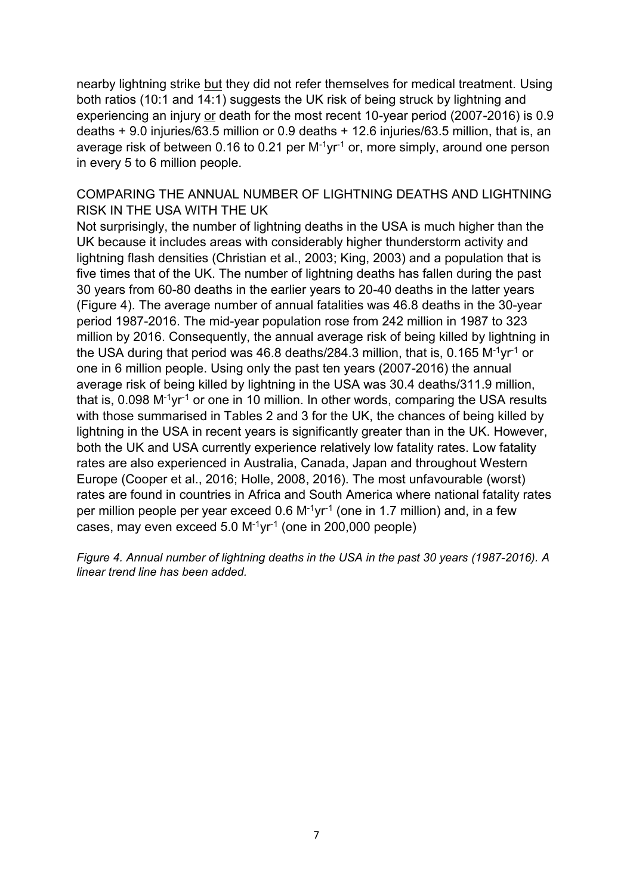nearby lightning strike <u>but</u> they did not refer themselves for medical treatment. Using both ratios (10:1 and 14:1) suggests the UK risk of being struck by lightning and experiencing an injury <u>or</u> death for the most recent 10-year period (2007-2016) is 0.9 deaths + 9.0 injuries/63.5 million or 0.9 deaths + 12.6 injuries/63.5 million, that is, an average risk of between 0.16 to 0.21 per $M^{-1}yr^{-1}$ or, more simply, around one person in every 5 to 6 million people.

## COMPARING THE ANNUAL NUMBER OF LIGHTNING DEATHS AND LIGHTNING RISK IN THE USA WITH THE UK

Not surprisingly, the number of lightning deaths in the USA is much higher than the UK because it includes areas with considerably higher thunderstorm activity and lightning flash densities (Christian et al., 2003; King, 2003) and a population that is five times that of the UK. The number of lightning deaths has fallen during the past 30 years from 60-80 deaths in the earlier years to 20-40 deaths in the latter years (Figure 4). The average number of annual fatalities was 46.8 deaths in the 30-year period 1987-2016. The mid-year population rose from 242 million in 1987 to 323 million by 2016. Consequently, the annual average risk of being killed by lightning in the USA during that period was 46.8 deaths/284.3 million, that is, 0.165 $M^{-1}yr^{-1}$ or one in 6 million people. Using only the past ten years (2007-2016) the annual average risk of being killed by lightning in the USA was 30.4 deaths/311.9 million, that is, 0.098 $M^{-1}yr^{-1}$ or one in 10 million. In other words, comparing the USA results with those summarised in Tables 2 and 3 for the UK, the chances of being killed by lightning in the USA in recent years is significantly greater than in the UK. However, both the UK and USA currently experience relatively low fatality rates. Low fatality rates are also experienced in Australia, Canada, Japan and throughout Western Europe (Cooper et al., 2016; Holle, 2008, 2016). The most unfavourable (worst) rates are found in countries in Africa and South America where national fatality rates per million people per year exceed 0.6 $M^{-1}yr^{-1}$ (one in 1.7 million) and, in a few cases, may even exceed 5.0 $M^{-1}yr^{-1}$ (one in 200,000 people)

*Figure 4. Annual number of lightning deaths in the USA in the past 30 years (1987-2016). A linear trend line has been added.*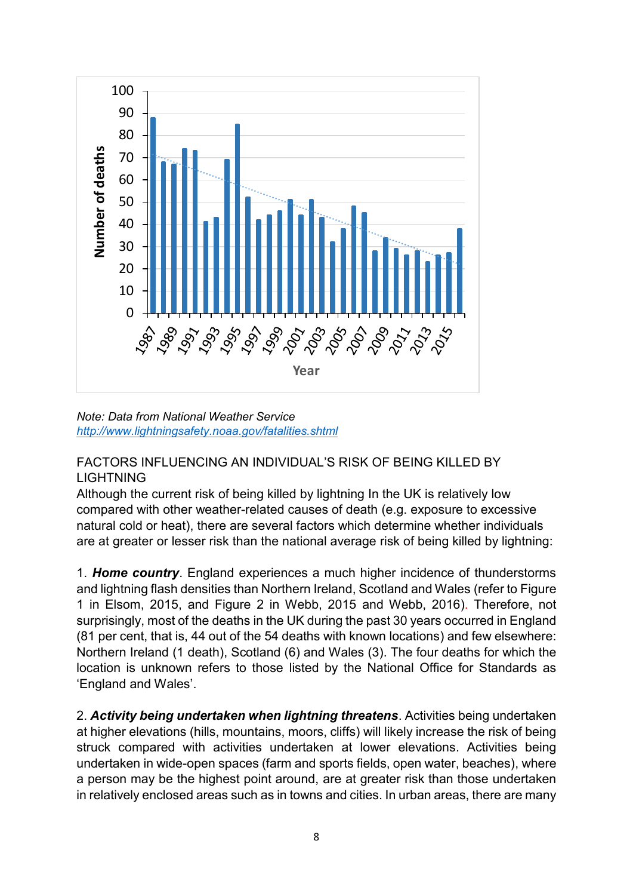100
90
80
70
60
50
40
30
20
10
0

Number of deaths

1987 1989 1991 1993 1995 1997 1999 2001 2003 2005 2007 2009 2011 2013 2015

Year

*Note: Data from National Weather Service*
*http://www.lightningsafety.noaa.gov/fatalities.shtml*

FACTORS INFLUENCING AN INDIVIDUAL'S RISK OF BEING KILLED BY LIGHTNING

Although the current risk of being killed by lightning In the UK is relatively low compared with other weather-related causes of death (e.g. exposure to excessive natural cold or heat), there are several factors which determine whether individuals are at greater or lesser risk than the national average risk of being killed by lightning:

1. ***Home country***. England experiences a much higher incidence of thunderstorms and lightning flash densities than Northern Ireland, Scotland and Wales (refer to Figure 1 in Elsom, 2015, and Figure 2 in Webb, 2015 and Webb, 2016). Therefore, not surprisingly, most of the deaths in the UK during the past 30 years occurred in England (81 per cent, that is, 44 out of the 54 deaths with known locations) and few elsewhere: Northern Ireland (1 death), Scotland (6) and Wales (3). The four deaths for which the location is unknown refers to those listed by the National Office for Standards as 'England and Wales'.

2. ***Activity being undertaken when lightning threatens***. Activities being undertaken at higher elevations (hills, mountains, moors, cliffs) will likely increase the risk of being struck compared with activities undertaken at lower elevations. Activities being undertaken in wide-open spaces (farm and sports fields, open water, beaches), where a person may be the highest point around, are at greater risk than those undertaken in relatively enclosed areas such as in towns and cities. In urban areas, there are many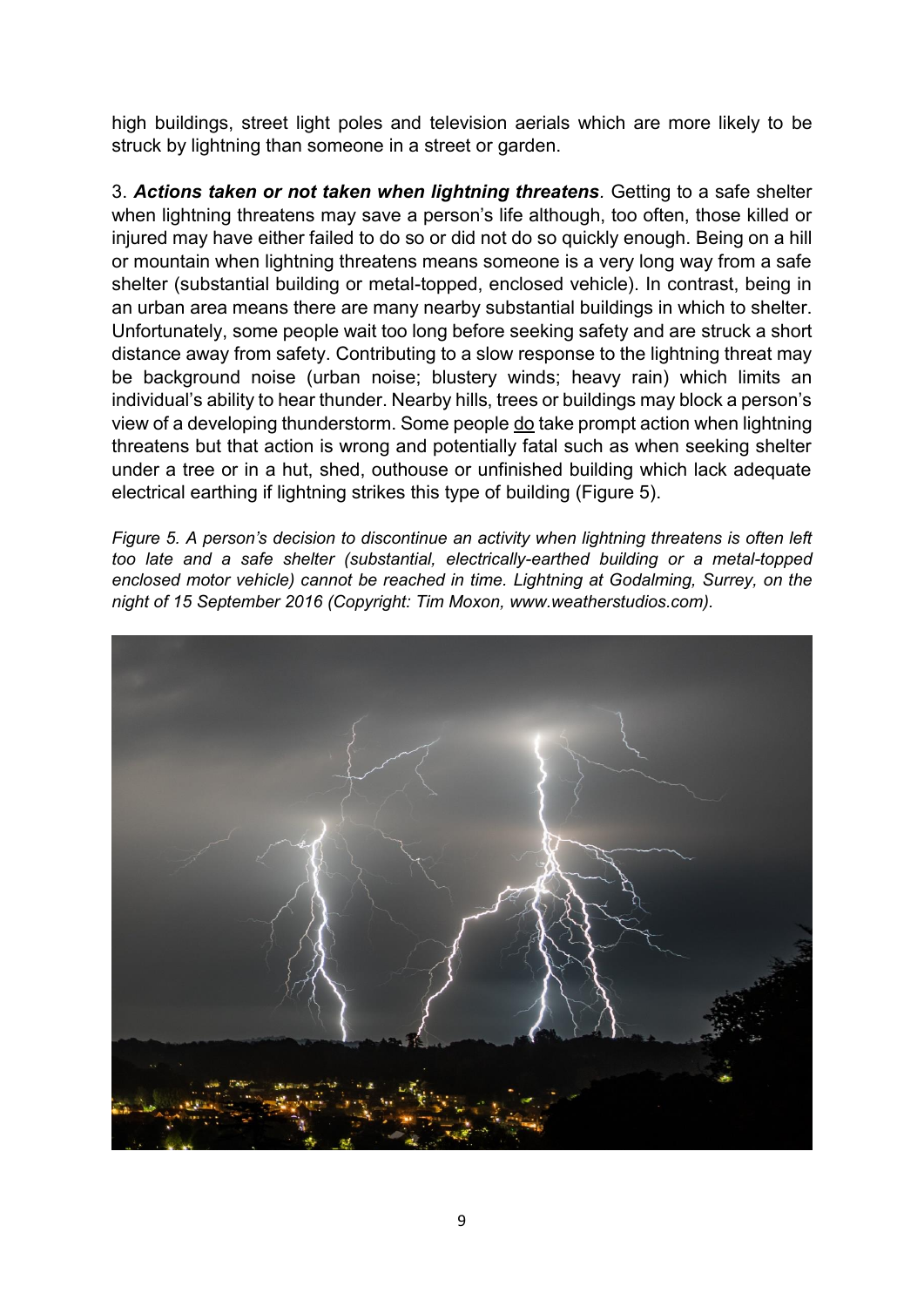high buildings, street light poles and television aerials which are more likely to be struck by lightning than someone in a street or garden.

3. ***Actions taken or not taken when lightning threatens***. Getting to a safe shelter when lightning threatens may save a person's life although, too often, those killed or injured may have either failed to do so or did not do so quickly enough. Being on a hill or mountain when lightning threatens means someone is a very long way from a safe shelter (substantial building or metal-topped, enclosed vehicle). In contrast, being in an urban area means there are many nearby substantial buildings in which to shelter. Unfortunately, some people wait too long before seeking safety and are struck a short distance away from safety. Contributing to a slow response to the lightning threat may be background noise (urban noise; blustery winds; heavy rain) which limits an individual's ability to hear thunder. Nearby hills, trees or buildings may block a person's view of a developing thunderstorm. Some people do take prompt action when lightning threatens but that action is wrong and potentially fatal such as when seeking shelter under a tree or in a hut, shed, outhouse or unfinished building which lack adequate electrical earthing if lightning strikes this type of building (Figure 5).

*Figure 5. A person's decision to discontinue an activity when lightning threatens is often left too late and a safe shelter (substantial, electrically-earthed building or a metal-topped enclosed motor vehicle) cannot be reached in time. Lightning at Godalming, Surrey, on the night of 15 September 2016 (Copyright: Tim Moxon, www.weatherstudios.com).*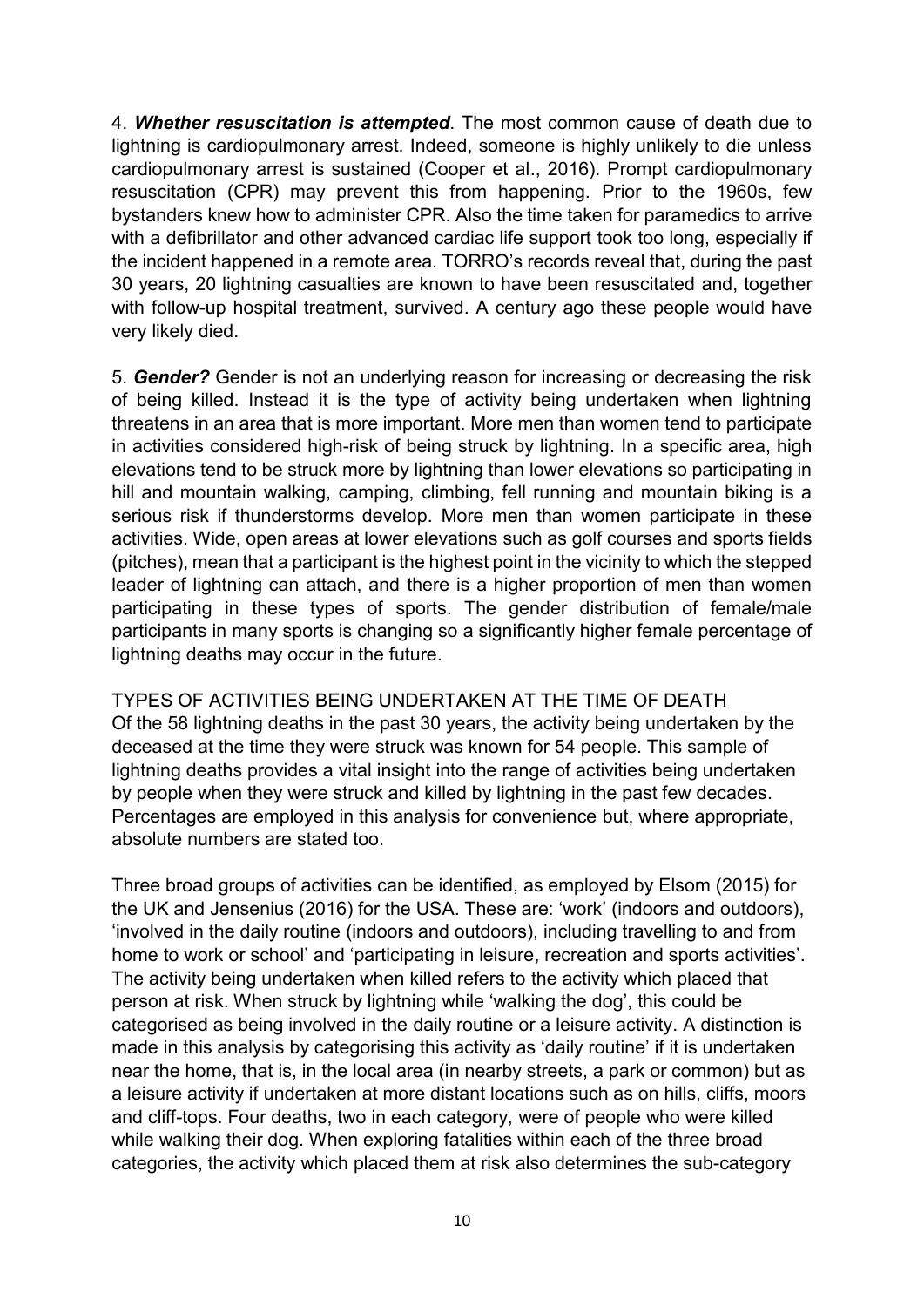4. ***Whether resuscitation is attempted***. The most common cause of death due to lightning is cardiopulmonary arrest. Indeed, someone is highly unlikely to die unless cardiopulmonary arrest is sustained (Cooper et al., 2016). Prompt cardiopulmonary resuscitation (CPR) may prevent this from happening. Prior to the 1960s, few bystanders knew how to administer CPR. Also the time taken for paramedics to arrive with a defibrillator and other advanced cardiac life support took too long, especially if the incident happened in a remote area. TORRO's records reveal that, during the past 30 years, 20 lightning casualties are known to have been resuscitated and, together with follow-up hospital treatment, survived. A century ago these people would have very likely died.

5. ***Gender?*** Gender is not an underlying reason for increasing or decreasing the risk of being killed. Instead it is the type of activity being undertaken when lightning threatens in an area that is more important. More men than women tend to participate in activities considered high-risk of being struck by lightning. In a specific area, high elevations tend to be struck more by lightning than lower elevations so participating in hill and mountain walking, camping, climbing, fell running and mountain biking is a serious risk if thunderstorms develop. More men than women participate in these activities. Wide, open areas at lower elevations such as golf courses and sports fields (pitches), mean that a participant is the highest point in the vicinity to which the stepped leader of lightning can attach, and there is a higher proportion of men than women participating in these types of sports. The gender distribution of female/male participants in many sports is changing so a significantly higher female percentage of lightning deaths may occur in the future.

TYPES OF ACTIVITIES BEING UNDERTAKEN AT THE TIME OF DEATH

Of the 58 lightning deaths in the past 30 years, the activity being undertaken by the deceased at the time they were struck was known for 54 people. This sample of lightning deaths provides a vital insight into the range of activities being undertaken by people when they were struck and killed by lightning in the past few decades. Percentages are employed in this analysis for convenience but, where appropriate, absolute numbers are stated too.

Three broad groups of activities can be identified, as employed by Elsom (2015) for the UK and Jensenius (2016) for the USA. These are: 'work' (indoors and outdoors), 'involved in the daily routine (indoors and outdoors), including travelling to and from home to work or school' and 'participating in leisure, recreation and sports activities'. The activity being undertaken when killed refers to the activity which placed that person at risk. When struck by lightning while 'walking the dog', this could be categorised as being involved in the daily routine or a leisure activity. A distinction is made in this analysis by categorising this activity as 'daily routine' if it is undertaken near the home, that is, in the local area (in nearby streets, a park or common) but as a leisure activity if undertaken at more distant locations such as on hills, cliffs, moors and cliff-tops. Four deaths, two in each category, were of people who were killed while walking their dog. When exploring fatalities within each of the three broad categories, the activity which placed them at risk also determines the sub-category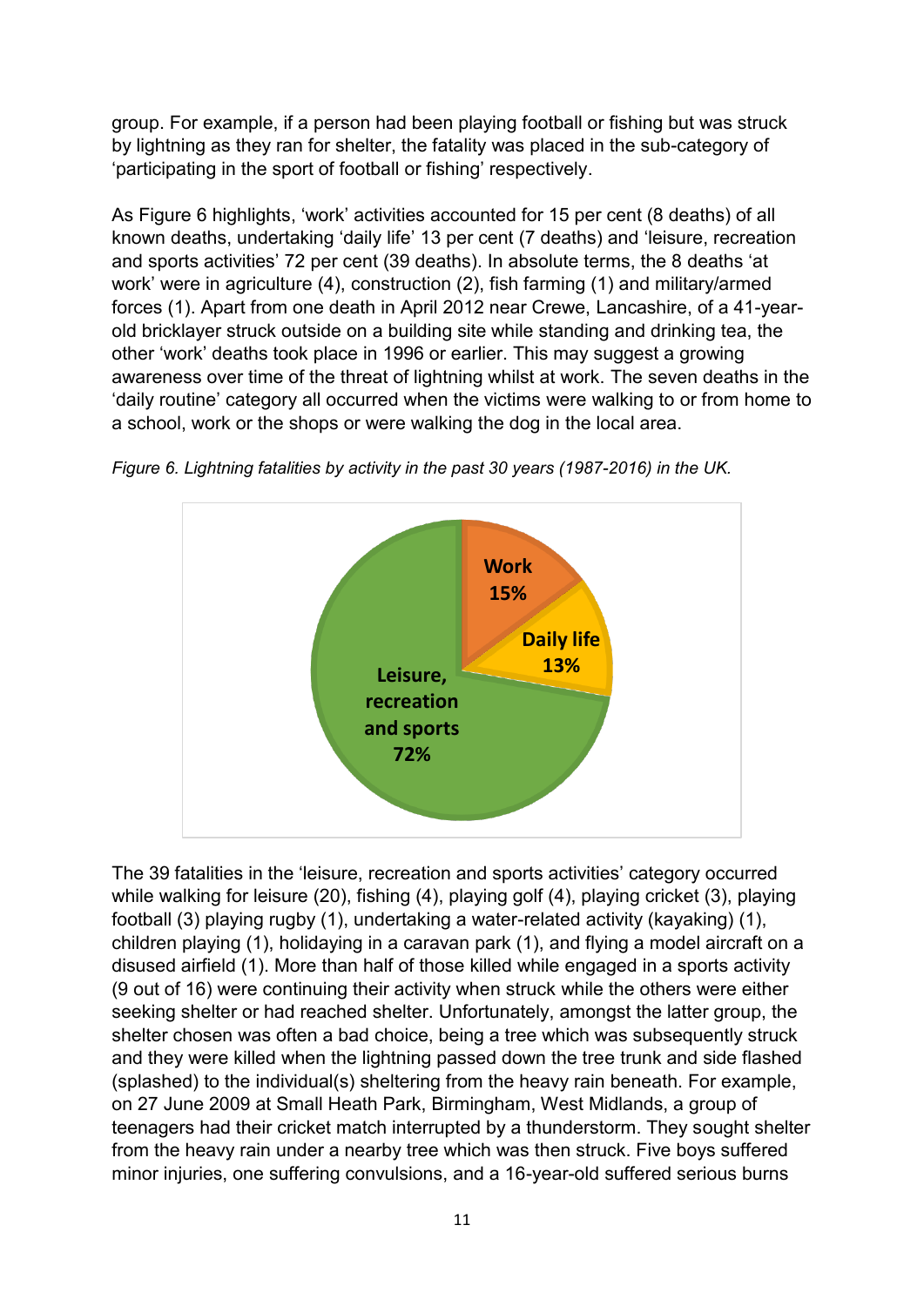group. For example, if a person had been playing football or fishing but was struck by lightning as they ran for shelter, the fatality was placed in the sub-category of 'participating in the sport of football or fishing' respectively.

As Figure 6 highlights, 'work' activities accounted for 15 per cent (8 deaths) of all known deaths, undertaking 'daily life' 13 per cent (7 deaths) and 'leisure, recreation and sports activities' 72 per cent (39 deaths). In absolute terms, the 8 deaths 'at work' were in agriculture (4), construction (2), fish farming (1) and military/armed forces (1). Apart from one death in April 2012 near Crewe, Lancashire, of a 41-year-old bricklayer struck outside on a building site while standing and drinking tea, the other 'work' deaths took place in 1996 or earlier. This may suggest a growing awareness over time of the threat of lightning whilst at work. The seven deaths in the 'daily routine' category all occurred when the victims were walking to or from home to a school, work or the shops or were walking the dog in the local area.

*Figure 6. Lightning fatalities by activity in the past 30 years (1987-2016) in the UK.*

Work
15%

Daily life
13%

Leisure, recreation and sports
72%

The 39 fatalities in the 'leisure, recreation and sports activities' category occurred while walking for leisure (20), fishing (4), playing golf (4), playing cricket (3), playing football (3) playing rugby (1), undertaking a water-related activity (kayaking) (1), children playing (1), holidaying in a caravan park (1), and flying a model aircraft on a disused airfield (1). More than half of those killed while engaged in a sports activity (9 out of 16) were continuing their activity when struck while the others were either seeking shelter or had reached shelter. Unfortunately, amongst the latter group, the shelter chosen was often a bad choice, being a tree which was subsequently struck and they were killed when the lightning passed down the tree trunk and side flashed (splashed) to the individual(s) sheltering from the heavy rain beneath. For example, on 27 June 2009 at Small Heath Park, Birmingham, West Midlands, a group of teenagers had their cricket match interrupted by a thunderstorm. They sought shelter from the heavy rain under a nearby tree which was then struck. Five boys suffered minor injuries, one suffering convulsions, and a 16-year-old suffered serious burns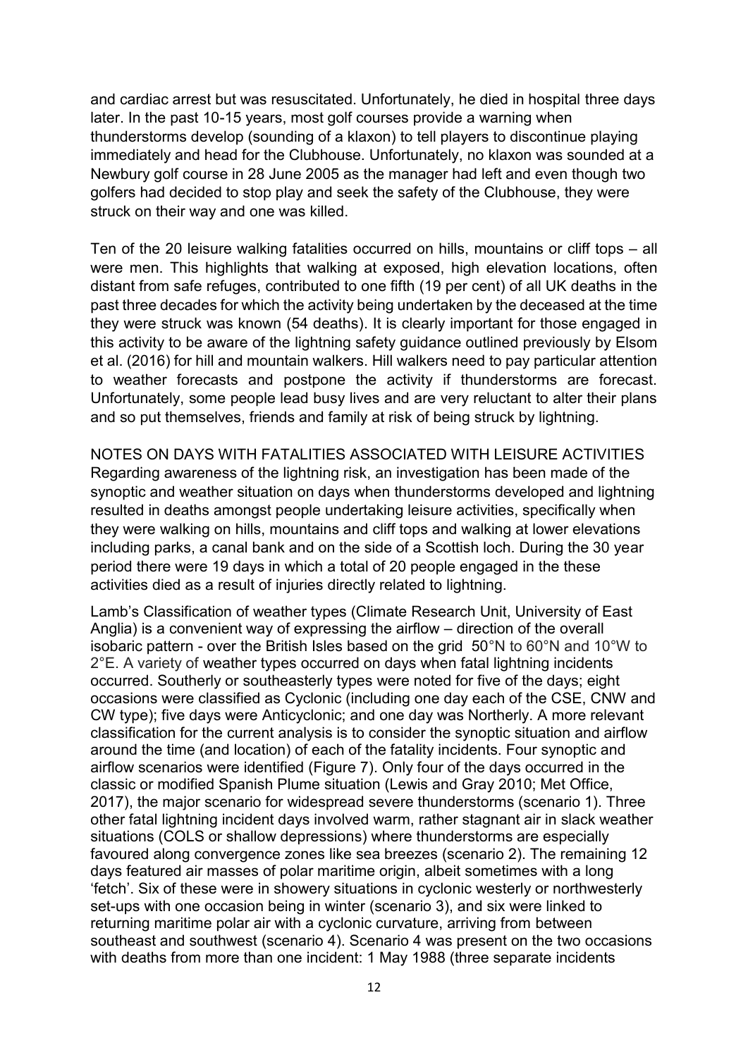and cardiac arrest but was resuscitated. Unfortunately, he died in hospital three days later. In the past 10-15 years, most golf courses provide a warning when thunderstorms develop (sounding of a klaxon) to tell players to discontinue playing immediately and head for the Clubhouse. Unfortunately, no klaxon was sounded at a Newbury golf course in 28 June 2005 as the manager had left and even though two golfers had decided to stop play and seek the safety of the Clubhouse, they were struck on their way and one was killed.

Ten of the 20 leisure walking fatalities occurred on hills, mountains or cliff tops – all were men. This highlights that walking at exposed, high elevation locations, often distant from safe refuges, contributed to one fifth (19 per cent) of all UK deaths in the past three decades for which the activity being undertaken by the deceased at the time they were struck was known (54 deaths). It is clearly important for those engaged in this activity to be aware of the lightning safety guidance outlined previously by Elsom et al. (2016) for hill and mountain walkers. Hill walkers need to pay particular attention to weather forecasts and postpone the activity if thunderstorms are forecast. Unfortunately, some people lead busy lives and are very reluctant to alter their plans and so put themselves, friends and family at risk of being struck by lightning.

## NOTES ON DAYS WITH FATALITIES ASSOCIATED WITH LEISURE ACTIVITIES

Regarding awareness of the lightning risk, an investigation has been made of the synoptic and weather situation on days when thunderstorms developed and lightning resulted in deaths amongst people undertaking leisure activities, specifically when they were walking on hills, mountains and cliff tops and walking at lower elevations including parks, a canal bank and on the side of a Scottish loch. During the 30 year period there were 19 days in which a total of 20 people engaged in the these activities died as a result of injuries directly related to lightning.

Lamb's Classification of weather types (Climate Research Unit, University of East Anglia) is a convenient way of expressing the airflow – direction of the overall isobaric pattern - over the British Isles based on the grid 50°N to 60°N and 10°W to 2°E. A variety of weather types occurred on days when fatal lightning incidents occurred. Southerly or southeasterly types were noted for five of the days; eight occasions were classified as Cyclonic (including one day each of the CSE, CNW and CW type); five days were Anticyclonic; and one day was Northerly. A more relevant classification for the current analysis is to consider the synoptic situation and airflow around the time (and location) of each of the fatality incidents. Four synoptic and airflow scenarios were identified (Figure 7). Only four of the days occurred in the classic or modified Spanish Plume situation (Lewis and Gray 2010; Met Office, 2017), the major scenario for widespread severe thunderstorms (scenario 1). Three other fatal lightning incident days involved warm, rather stagnant air in slack weather situations (COLS or shallow depressions) where thunderstorms are especially favoured along convergence zones like sea breezes (scenario 2). The remaining 12 days featured air masses of polar maritime origin, albeit sometimes with a long 'fetch'. Six of these were in showery situations in cyclonic westerly or northwesterly set-ups with one occasion being in winter (scenario 3), and six were linked to returning maritime polar air with a cyclonic curvature, arriving from between southeast and southwest (scenario 4). Scenario 4 was present on the two occasions with deaths from more than one incident: 1 May 1988 (three separate incidents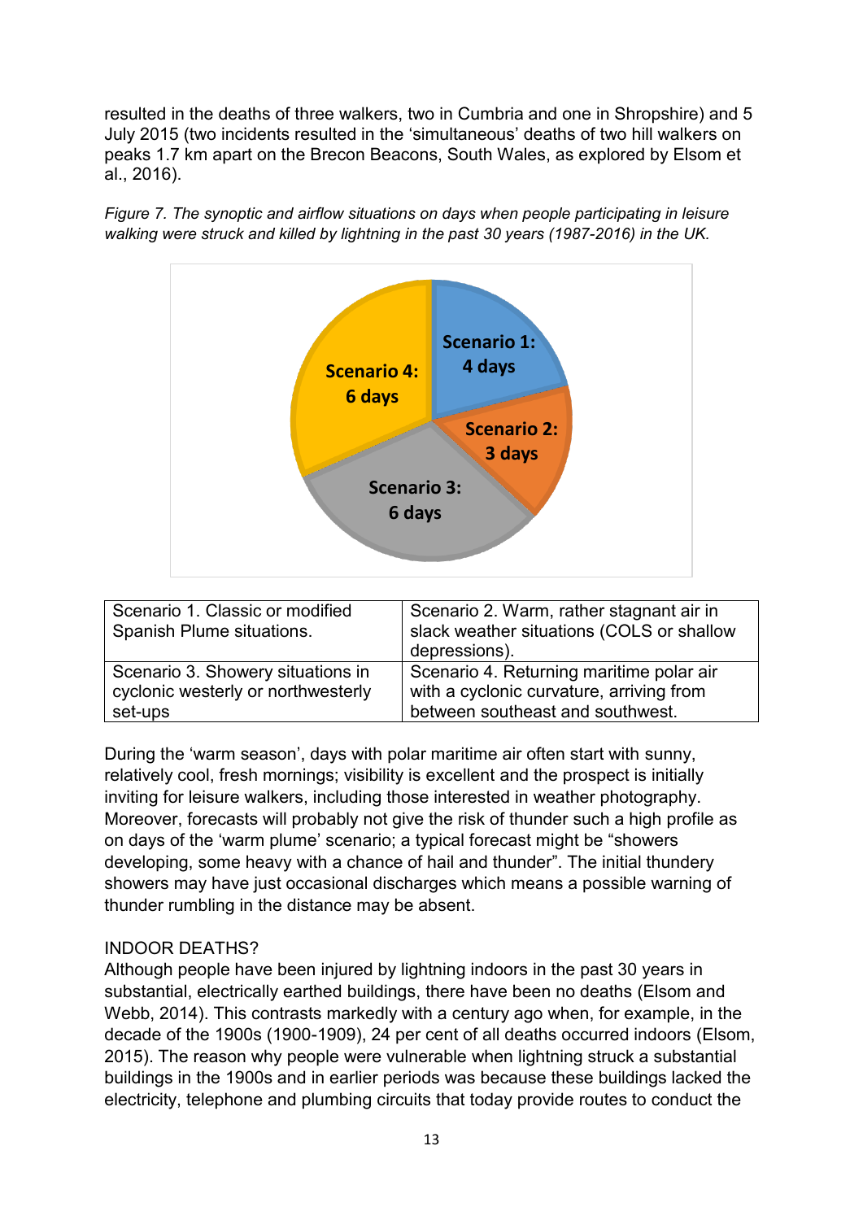resulted in the deaths of three walkers, two in Cumbria and one in Shropshire) and 5 July 2015 (two incidents resulted in the 'simultaneous' deaths of two hill walkers on peaks 1.7 km apart on the Brecon Beacons, South Wales, as explored by Elsom et al., 2016).

*Figure 7. The synoptic and airflow situations on days when people participating in leisure walking were struck and killed by lightning in the past 30 years (1987-2016) in the UK.*

Scenario 1: 4 days
Scenario 2: 3 days
Scenario 3: 6 days
Scenario 4: 6 days

| | |
|---|---|
| Scenario 1. Classic or modified Spanish Plume situations. | Scenario 2. Warm, rather stagnant air in slack weather situations (COLS or shallow depressions). |
| Scenario 3. Showery situations in cyclonic westerly or northwesterly set-ups | Scenario 4. Returning maritime polar air with a cyclonic curvature, arriving from between southeast and southwest. |

During the 'warm season', days with polar maritime air often start with sunny, relatively cool, fresh mornings; visibility is excellent and the prospect is initially inviting for leisure walkers, including those interested in weather photography. Moreover, forecasts will probably not give the risk of thunder such a high profile as on days of the 'warm plume' scenario; a typical forecast might be "showers developing, some heavy with a chance of hail and thunder". The initial thundery showers may have just occasional discharges which means a possible warning of thunder rumbling in the distance may be absent.

## INDOOR DEATHS?

Although people have been injured by lightning indoors in the past 30 years in substantial, electrically earthed buildings, there have been no deaths (Elsom and Webb, 2014). This contrasts markedly with a century ago when, for example, in the decade of the 1900s (1900-1909), 24 per cent of all deaths occurred indoors (Elsom, 2015). The reason why people were vulnerable when lightning struck a substantial buildings in the 1900s and in earlier periods was because these buildings lacked the electricity, telephone and plumbing circuits that today provide routes to conduct the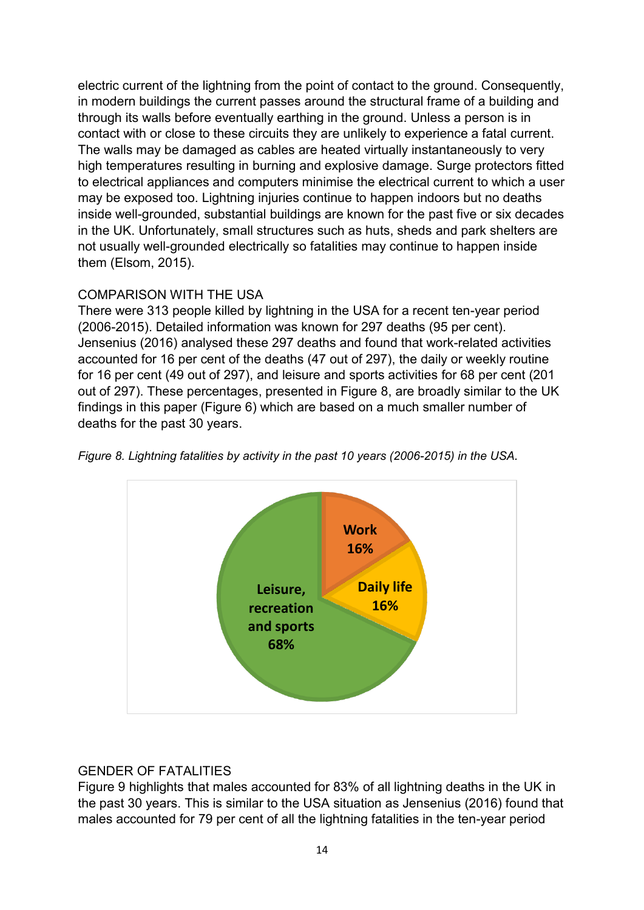electric current of the lightning from the point of contact to the ground. Consequently, in modern buildings the current passes around the structural frame of a building and through its walls before eventually earthing in the ground. Unless a person is in contact with or close to these circuits they are unlikely to experience a fatal current. The walls may be damaged as cables are heated virtually instantaneously to very high temperatures resulting in burning and explosive damage. Surge protectors fitted to electrical appliances and computers minimise the electrical current to which a user may be exposed too. Lightning injuries continue to happen indoors but no deaths inside well-grounded, substantial buildings are known for the past five or six decades in the UK. Unfortunately, small structures such as huts, sheds and park shelters are not usually well-grounded electrically so fatalities may continue to happen inside them (Elsom, 2015).

## COMPARISON WITH THE USA

There were 313 people killed by lightning in the USA for a recent ten-year period (2006-2015). Detailed information was known for 297 deaths (95 per cent). Jensenius (2016) analysed these 297 deaths and found that work-related activities accounted for 16 per cent of the deaths (47 out of 297), the daily or weekly routine for 16 per cent (49 out of 297), and leisure and sports activities for 68 per cent (201 out of 297). These percentages, presented in Figure 8, are broadly similar to the UK findings in this paper (Figure 6) which are based on a much smaller number of deaths for the past 30 years.

*Figure 8. Lightning fatalities by activity in the past 10 years (2006-2015) in the USA.*

Work 16%

Daily life 16%

Leisure, recreation and sports 68%

## GENDER OF FATALITIES

Figure 9 highlights that males accounted for 83% of all lightning deaths in the UK in the past 30 years. This is similar to the USA situation as Jensenius (2016) found that males accounted for 79 per cent of all the lightning fatalities in the ten-year period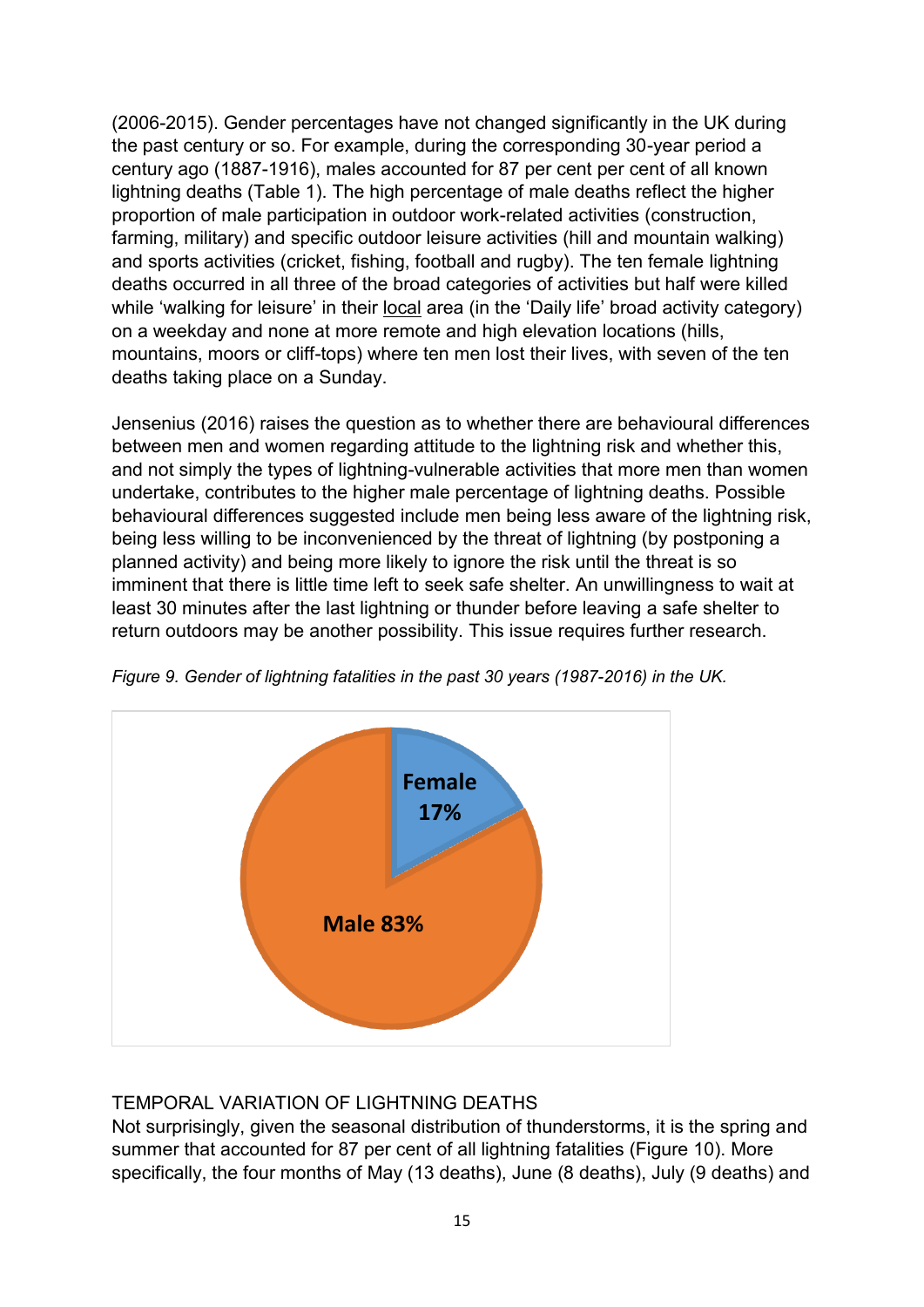(2006-2015). Gender percentages have not changed significantly in the UK during the past century or so. For example, during the corresponding 30-year period a century ago (1887-1916), males accounted for 87 per cent per cent of all known lightning deaths (Table 1). The high percentage of male deaths reflect the higher proportion of male participation in outdoor work-related activities (construction, farming, military) and specific outdoor leisure activities (hill and mountain walking) and sports activities (cricket, fishing, football and rugby). The ten female lightning deaths occurred in all three of the broad categories of activities but half were killed while 'walking for leisure' in their local area (in the 'Daily life' broad activity category) on a weekday and none at more remote and high elevation locations (hills, mountains, moors or cliff-tops) where ten men lost their lives, with seven of the ten deaths taking place on a Sunday.

Jensenius (2016) raises the question as to whether there are behavioural differences between men and women regarding attitude to the lightning risk and whether this, and not simply the types of lightning-vulnerable activities that more men than women undertake, contributes to the higher male percentage of lightning deaths. Possible behavioural differences suggested include men being less aware of the lightning risk, being less willing to be inconvenienced by the threat of lightning (by postponing a planned activity) and being more likely to ignore the risk until the threat is so imminent that there is little time left to seek safe shelter. An unwillingness to wait at least 30 minutes after the last lightning or thunder before leaving a safe shelter to return outdoors may be another possibility. This issue requires further research.

*Figure 9. Gender of lightning fatalities in the past 30 years (1987-2016) in the UK.*

Female 17%

Male 83%

## TEMPORAL VARIATION OF LIGHTNING DEATHS

Not surprisingly, given the seasonal distribution of thunderstorms, it is the spring and summer that accounted for 87 per cent of all lightning fatalities (Figure 10). More specifically, the four months of May (13 deaths), June (8 deaths), July (9 deaths) and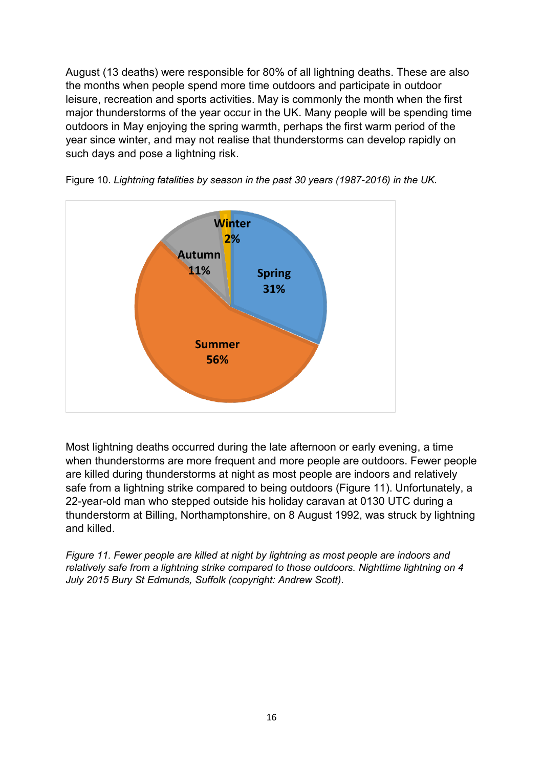August (13 deaths) were responsible for 80% of all lightning deaths. These are also the months when people spend more time outdoors and participate in outdoor leisure, recreation and sports activities. May is commonly the month when the first major thunderstorms of the year occur in the UK. Many people will be spending time outdoors in May enjoying the spring warmth, perhaps the first warm period of the year since winter, and may not realise that thunderstorms can develop rapidly on such days and pose a lightning risk.

Figure 10. *Lightning fatalities by season in the past 30 years (1987-2016) in the UK.*

Winter
2%
Autumn
11%
Spring
31%
Summer
56%

Most lightning deaths occurred during the late afternoon or early evening, a time when thunderstorms are more frequent and more people are outdoors. Fewer people are killed during thunderstorms at night as most people are indoors and relatively safe from a lightning strike compared to being outdoors (Figure 11). Unfortunately, a 22-year-old man who stepped outside his holiday caravan at 0130 UTC during a thunderstorm at Billing, Northamptonshire, on 8 August 1992, was struck by lightning and killed.

*Figure 11. Fewer people are killed at night by lightning as most people are indoors and relatively safe from a lightning strike compared to those outdoors. Nighttime lightning on 4 July 2015 Bury St Edmunds, Suffolk (copyright: Andrew Scott).*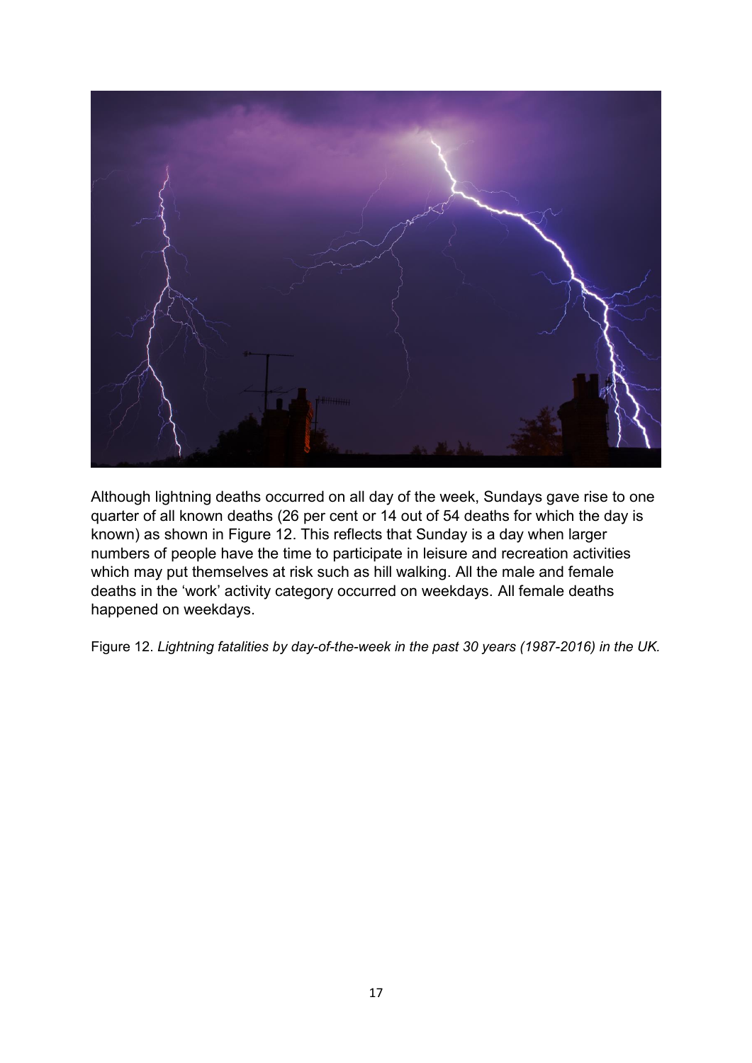Although lightning deaths occurred on all day of the week, Sundays gave rise to one quarter of all known deaths (26 per cent or 14 out of 54 deaths for which the day is known) as shown in Figure 12. This reflects that Sunday is a day when larger numbers of people have the time to participate in leisure and recreation activities which may put themselves at risk such as hill walking. All the male and female deaths in the 'work' activity category occurred on weekdays. All female deaths happened on weekdays.

Figure 12. *Lightning fatalities by day-of-the-week in the past 30 years (1987-2016) in the UK.*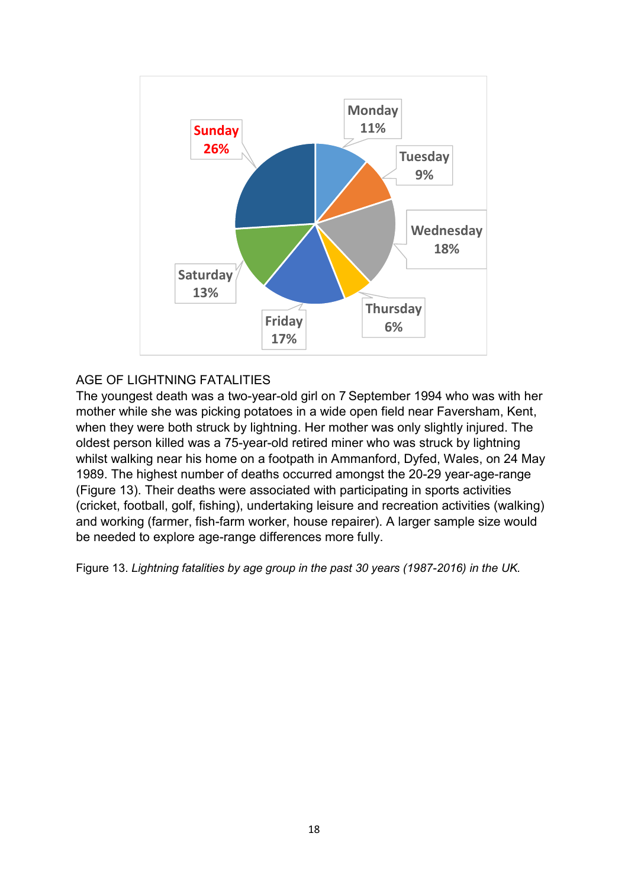Sunday
26%

Monday
11%

Tuesday
9%

Wednesday
18%

Thursday
6%

Friday
17%

Saturday
13%

AGE OF LIGHTNING FATALITIES

The youngest death was a two-year-old girl on 7 September 1994 who was with her mother while she was picking potatoes in a wide open field near Faversham, Kent, when they were both struck by lightning. Her mother was only slightly injured. The oldest person killed was a 75-year-old retired miner who was struck by lightning whilst walking near his home on a footpath in Ammanford, Dyfed, Wales, on 24 May 1989. The highest number of deaths occurred amongst the 20-29 year-age-range (Figure 13). Their deaths were associated with participating in sports activities (cricket, football, golf, fishing), undertaking leisure and recreation activities (walking) and working (farmer, fish-farm worker, house repairer). A larger sample size would be needed to explore age-range differences more fully.

Figure 13. *Lightning fatalities by age group in the past 30 years (1987-2016) in the UK.*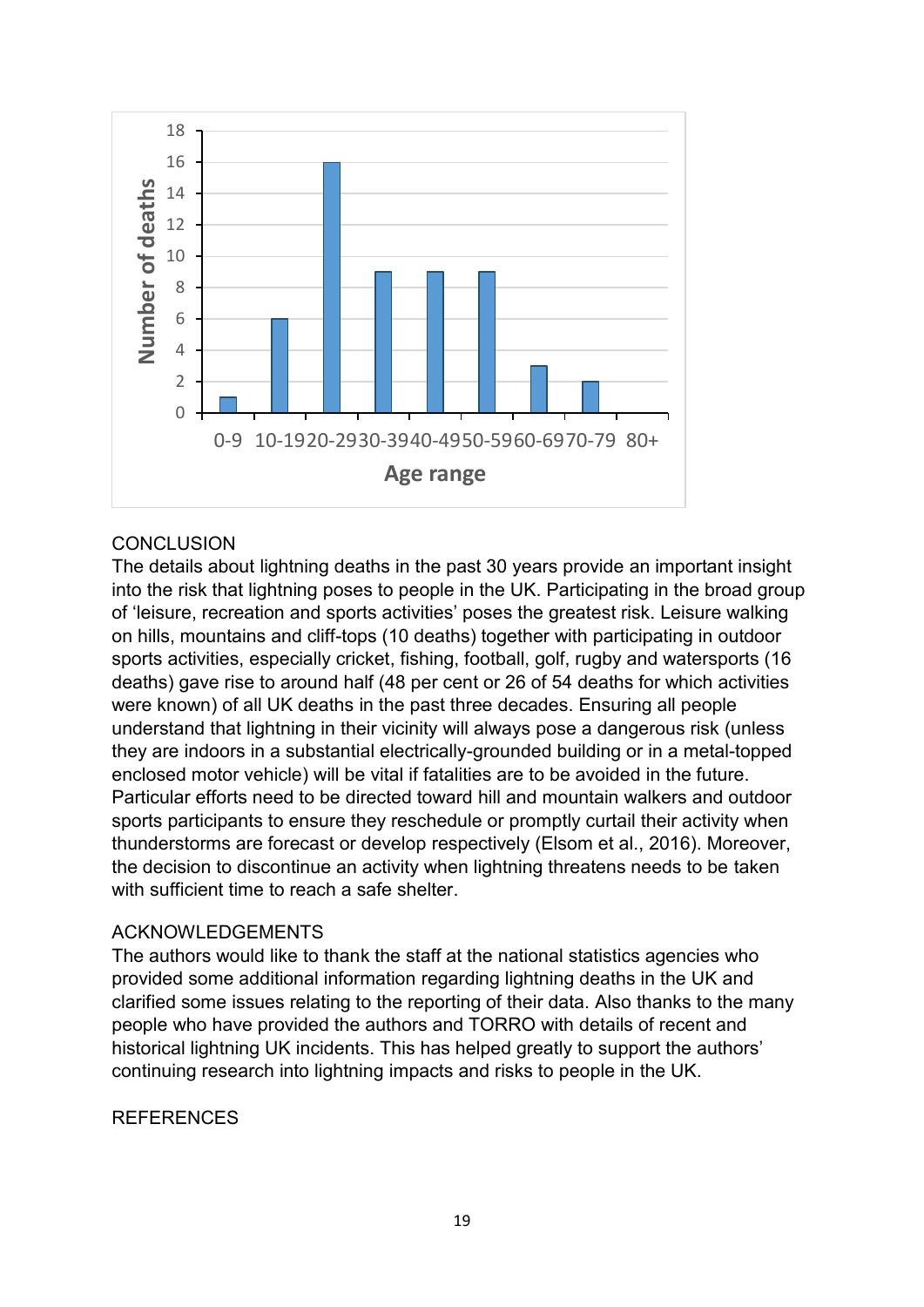18
16
14
12
10
8
6
4
2
0

Number of deaths

0-9 10-19 20-29 30-39 40-49 50-59 60-69 70-79 80+

Age range

CONCLUSION

The details about lightning deaths in the past 30 years provide an important insight into the risk that lightning poses to people in the UK. Participating in the broad group of 'leisure, recreation and sports activities' poses the greatest risk. Leisure walking on hills, mountains and cliff-tops (10 deaths) together with participating in outdoor sports activities, especially cricket, fishing, football, golf, rugby and watersports (16 deaths) gave rise to around half (48 per cent or 26 of 54 deaths for which activities were known) of all UK deaths in the past three decades. Ensuring all people understand that lightning in their vicinity will always pose a dangerous risk (unless they are indoors in a substantial electrically-grounded building or in a metal-topped enclosed motor vehicle) will be vital if fatalities are to be avoided in the future. Particular efforts need to be directed toward hill and mountain walkers and outdoor sports participants to ensure they reschedule or promptly curtail their activity when thunderstorms are forecast or develop respectively (Elsom et al., 2016). Moreover, the decision to discontinue an activity when lightning threatens needs to be taken with sufficient time to reach a safe shelter.

ACKNOWLEDGEMENTS

The authors would like to thank the staff at the national statistics agencies who provided some additional information regarding lightning deaths in the UK and clarified some issues relating to the reporting of their data. Also thanks to the many people who have provided the authors and TORRO with details of recent and historical lightning UK incidents. This has helped greatly to support the authors' continuing research into lightning impacts and risks to people in the UK.

REFERENCES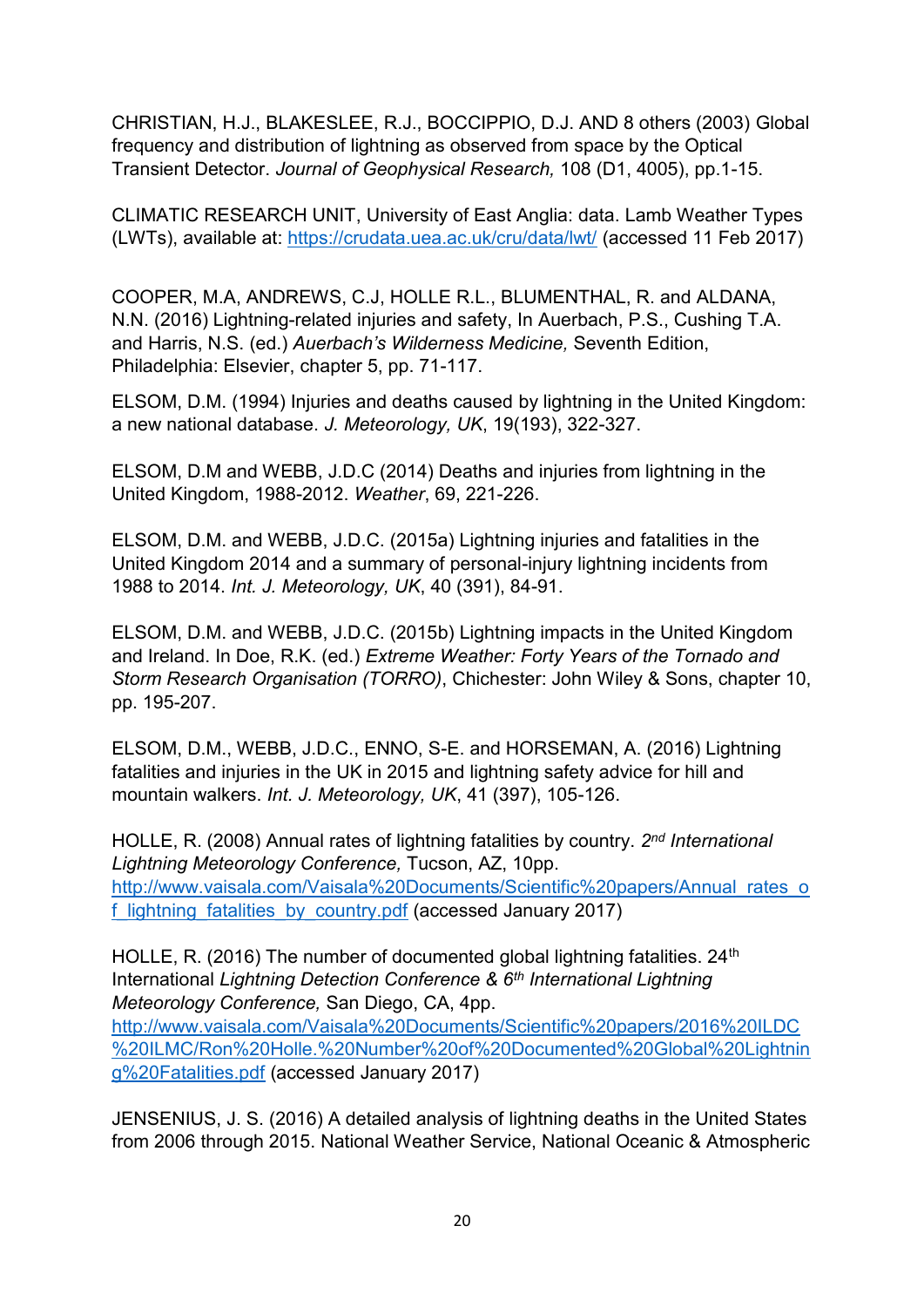CHRISTIAN, H.J., BLAKESLEE, R.J., BOCCIPPIO, D.J. AND 8 others (2003) Global frequency and distribution of lightning as observed from space by the Optical Transient Detector. *Journal of Geophysical Research,* 108 (D1, 4005), pp.1-15.

CLIMATIC RESEARCH UNIT, University of East Anglia: data. Lamb Weather Types (LWTs), available at: https://crudata.uea.ac.uk/cru/data/lwt/ (accessed 11 Feb 2017)

COOPER, M.A, ANDREWS, C.J, HOLLE R.L., BLUMENTHAL, R. and ALDANA, N.N. (2016) Lightning-related injuries and safety, In Auerbach, P.S., Cushing T.A. and Harris, N.S. (ed.) *Auerbach's Wilderness Medicine,* Seventh Edition, Philadelphia: Elsevier, chapter 5, pp. 71-117.

ELSOM, D.M. (1994) Injuries and deaths caused by lightning in the United Kingdom: a new national database. *J. Meteorology, UK*, 19(193), 322-327.

ELSOM, D.M and WEBB, J.D.C (2014) Deaths and injuries from lightning in the United Kingdom, 1988-2012. *Weather*, 69, 221-226.

ELSOM, D.M. and WEBB, J.D.C. (2015a) Lightning injuries and fatalities in the United Kingdom 2014 and a summary of personal-injury lightning incidents from 1988 to 2014. *Int. J. Meteorology, UK*, 40 (391), 84-91.

ELSOM, D.M. and WEBB, J.D.C. (2015b) Lightning impacts in the United Kingdom and Ireland. In Doe, R.K. (ed.) *Extreme Weather: Forty Years of the Tornado and Storm Research Organisation (TORRO)*, Chichester: John Wiley & Sons, chapter 10, pp. 195-207.

ELSOM, D.M., WEBB, J.D.C., ENNO, S-E. and HORSEMAN, A. (2016) Lightning fatalities and injuries in the UK in 2015 and lightning safety advice for hill and mountain walkers. *Int. J. Meteorology, UK*, 41 (397), 105-126.

HOLLE, R. (2008) Annual rates of lightning fatalities by country. *2nd International Lightning Meteorology Conference,* Tucson, AZ, 10pp. http://www.vaisala.com/Vaisala%20Documents/Scientific%20papers/Annual_rates_of_lightning_fatalities_by_country.pdf (accessed January 2017)

HOLLE, R. (2016) The number of documented global lightning fatalities. 24th International *Lightning Detection Conference & 6th International Lightning Meteorology Conference,* San Diego, CA, 4pp. http://www.vaisala.com/Vaisala%20Documents/Scientific%20papers/2016%20ILDC%20ILMC/Ron%20Holle.%20Number%20of%20Documented%20Global%20Lightning%20Fatalities.pdf (accessed January 2017)

JENSENIUS, J. S. (2016) A detailed analysis of lightning deaths in the United States from 2006 through 2015. National Weather Service, National Oceanic & Atmospheric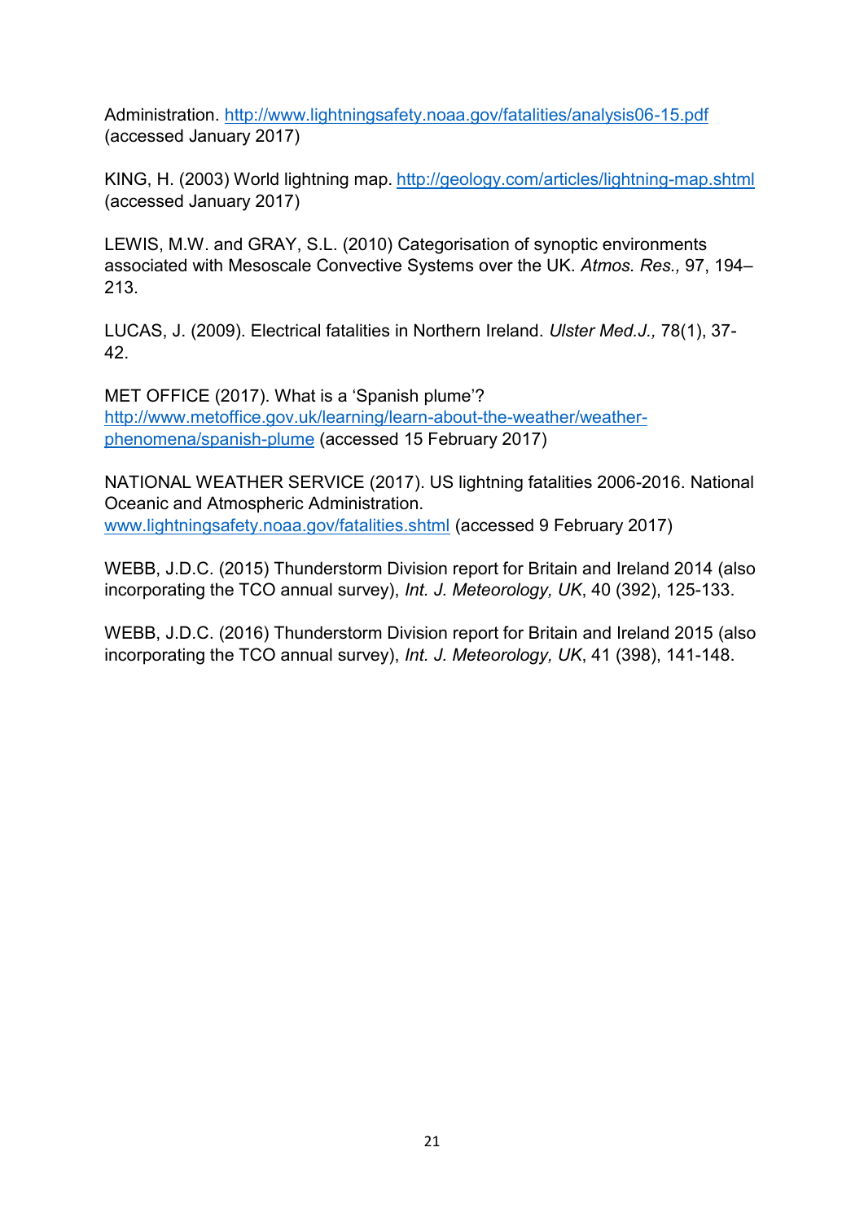Administration. http://www.lightningsafety.noaa.gov/fatalities/analysis06-15.pdf (accessed January 2017)

KING, H. (2003) World lightning map. http://geology.com/articles/lightning-map.shtml (accessed January 2017)

LEWIS, M.W. and GRAY, S.L. (2010) Categorisation of synoptic environments associated with Mesoscale Convective Systems over the UK. *Atmos. Res.,* 97, 194–213.

LUCAS, J. (2009). Electrical fatalities in Northern Ireland. *Ulster Med.J.,* 78(1), 37-42.

MET OFFICE (2017). What is a 'Spanish plume'? http://www.metoffice.gov.uk/learning/learn-about-the-weather/weather-phenomena/spanish-plume (accessed 15 February 2017)

NATIONAL WEATHER SERVICE (2017). US lightning fatalities 2006-2016. National Oceanic and Atmospheric Administration. www.lightningsafety.noaa.gov/fatalities.shtml (accessed 9 February 2017)

WEBB, J.D.C. (2015) Thunderstorm Division report for Britain and Ireland 2014 (also incorporating the TCO annual survey), *Int. J. Meteorology, UK*, 40 (392), 125-133.

WEBB, J.D.C. (2016) Thunderstorm Division report for Britain and Ireland 2015 (also incorporating the TCO annual survey), *Int. J. Meteorology, UK*, 41 (398), 141-148.